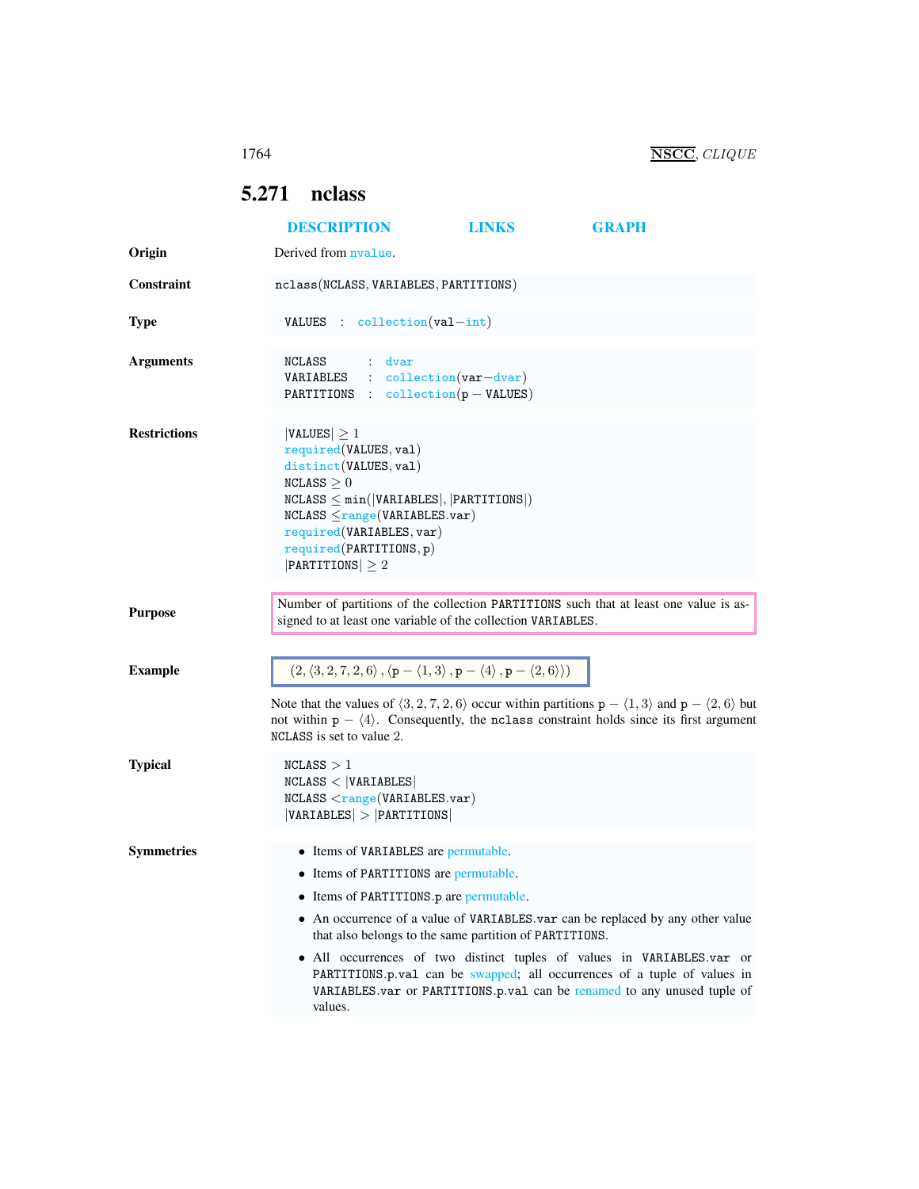## 5.271 nclass

DESCRIPTION LINKS GRAPH

**Origin**

Derived from nvalue.

**Constraint**

nclass(NCLASS, VARIABLES, PARTITIONS)

**Type**

VALUES : collection(val−int)

**Arguments**

NCLASS : dvar
VARIABLES : collection(var−dvar)
PARTITIONS : collection(p − VALUES)

**Restrictions**

|VALUES| ≥ 1
required(VALUES, val)
distinct(VALUES, val)
NCLASS ≥ 0
NCLASS ≤ min(|VARIABLES|, |PARTITIONS|)
NCLASS ≤range(VARIABLES.var)
required(VARIABLES, var)
required(PARTITIONS, p)
|PARTITIONS| ≥ 2

**Purpose**

Number of partitions of the collection PARTITIONS such that at least one value is assigned to at least one variable of the collection VARIABLES.

**Example**

$(2, \langle 3, 2, 7, 2, 6\rangle, \langle \mathtt{p} - \langle 1, 3\rangle, \mathtt{p} - \langle 4\rangle, \mathtt{p} - \langle 2, 6\rangle\rangle)$

Note that the values of $\langle 3, 2, 7, 2, 6\rangle$ occur within partitions $\mathtt{p} - \langle 1, 3\rangle$ and $\mathtt{p} - \langle 2, 6\rangle$ but not within $\mathtt{p} - \langle 4\rangle$. Consequently, the nclass constraint holds since its first argument NCLASS is set to value 2.

**Typical**

NCLASS > 1
NCLASS < |VARIABLES|
NCLASS <range(VARIABLES.var)
|VARIABLES| > |PARTITIONS|

**Symmetries**

- Items of VARIABLES are permutable.
- Items of PARTITIONS are permutable.
- Items of PARTITIONS.p are permutable.
- An occurrence of a value of VARIABLES.var can be replaced by any other value that also belongs to the same partition of PARTITIONS.
- All occurrences of two distinct tuples of values in VARIABLES.var or PARTITIONS.p.val can be swapped; all occurrences of a tuple of values in VARIABLES.var or PARTITIONS.p.val can be renamed to any unused tuple of values.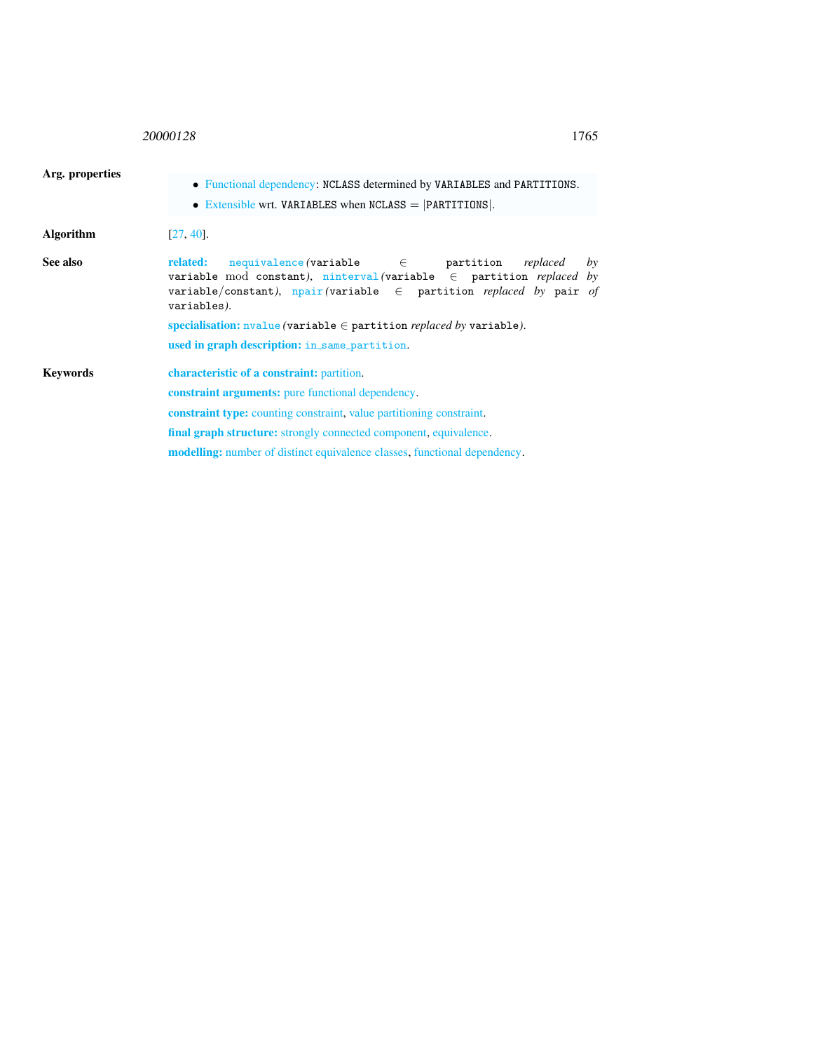**Arg. properties**

- Functional dependency: NCLASS determined by VARIABLES and PARTITIONS.
- Extensible wrt. VARIABLES when NCLASS = |PARTITIONS|.

**Algorithm**

[27, 40].

**See also**

**related:** nequivalence *(*variable ∈ partition *replaced by* variable mod constant*)*, ninterval *(*variable ∈ partition *replaced by* variable/constant*)*, npair *(*variable ∈ partition *replaced by* pair *of* variables*)*.

**specialisation:** nvalue *(*variable ∈ partition *replaced by* variable*)*.

**used in graph description:** in_same_partition.

**Keywords**

**characteristic of a constraint:** partition.

**constraint arguments:** pure functional dependency.

**constraint type:** counting constraint, value partitioning constraint.

**final graph structure:** strongly connected component, equivalence.

**modelling:** number of distinct equivalence classes, functional dependency.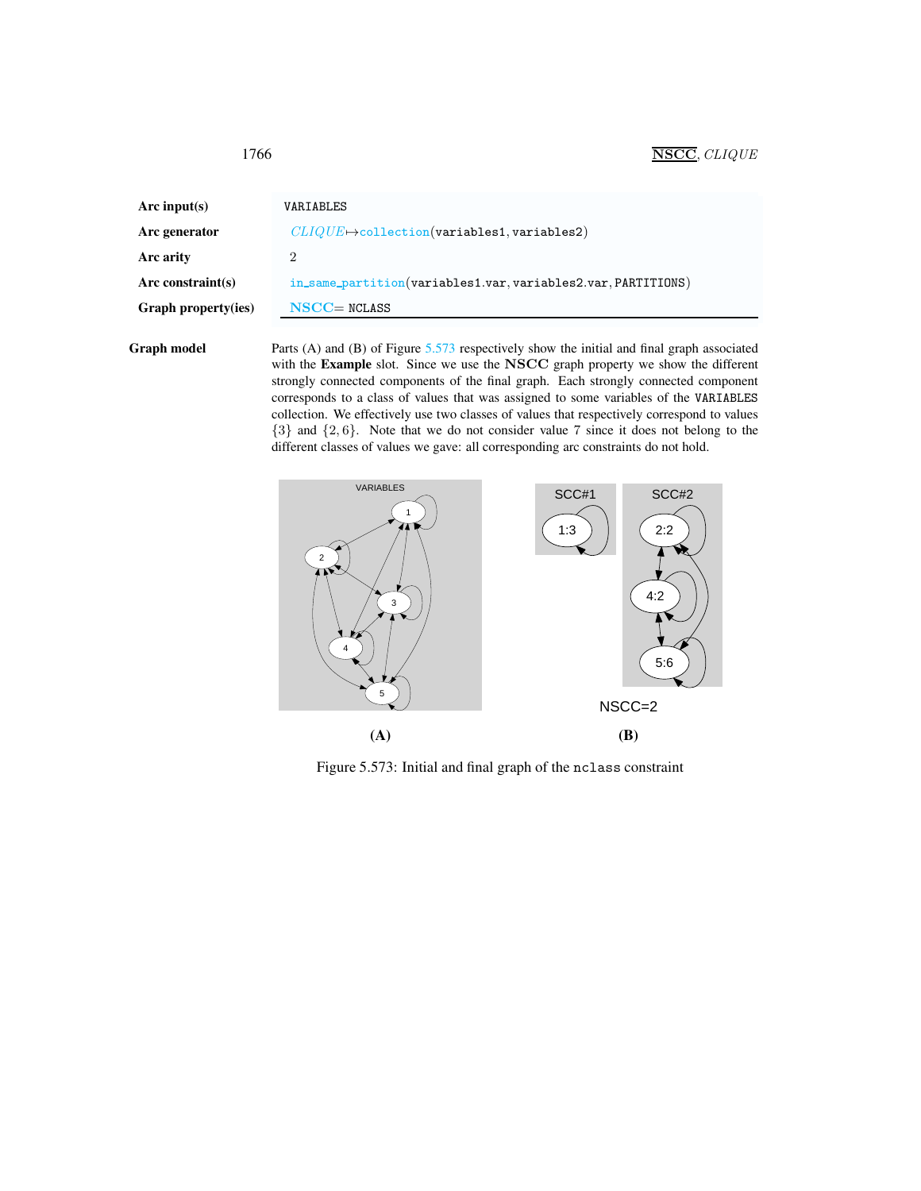| | |
|---|---|
| **Arc input(s)** | VARIABLES |
| **Arc generator** | *CLIQUE*↦collection(variables1, variables2) |
| **Arc arity** | 2 |
| **Arc constraint(s)** | in_same_partition(variables1.var, variables2.var, PARTITIONS) |
| **Graph property(ies)** | **NSCC**= NCLASS |

**Graph model**

Parts (A) and (B) of Figure 5.573 respectively show the initial and final graph associated with the **Example** slot. Since we use the **NSCC** graph property we show the different strongly connected components of the final graph. Each strongly connected component corresponds to a class of values that was assigned to some variables of the VARIABLES collection. We effectively use two classes of values that respectively correspond to values $\{3\}$ and $\{2, 6\}$. Note that we do not consider value 7 since it does not belong to the different classes of values we gave: all corresponding arc constraints do not hold.

**(A)** **(B)**

Figure 5.573: Initial and final graph of the nclass constraint